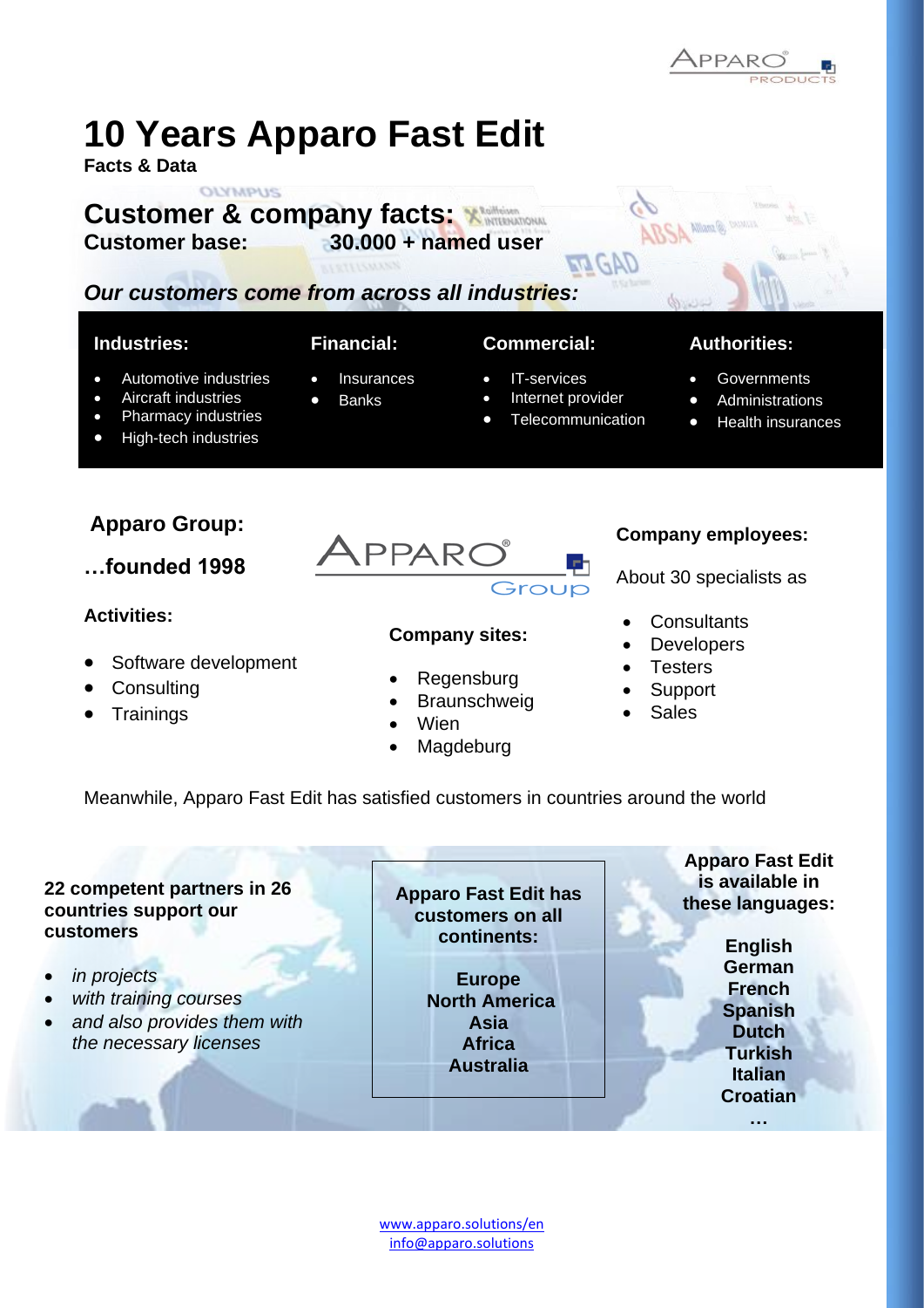# 10 Years Apparo Fast Edit

**Facts & Data**

## Customer & company facts:

**Customer base:** **30.000 + named user**

***Our customers come from across all industries:***

**Industries:**

- Automotive industries
- Aircraft industries
- Pharmacy industries
- High-tech industries

**Financial:**

- Insurances
- Banks

**Commercial:**

- IT-services
- Internet provider
- Telecommunication

**Authorities:**

- Governments
- Administrations
- Health insurances

### Apparo Group:

### …founded 1998

**Activities:**

- Software development
- Consulting
- Trainings

**Company sites:**

- Regensburg
- Braunschweig
- Wien
- Magdeburg

**Company employees:**

About 30 specialists as

- Consultants
- Developers
- Testers
- Support
- Sales

Meanwhile, Apparo Fast Edit has satisfied customers in countries around the world

**22 competent partners in 26 countries support our customers**

- *in projects*
- *with training courses*
- *and also provides them with the necessary licenses*

**Apparo Fast Edit has customers on all continents:**

**Europe**
**North America**
**Asia**
**Africa**
**Australia**

**Apparo Fast Edit is available in these languages:**

**English**
**German**
**French**
**Spanish**
**Dutch**
**Turkish**
**Italian**
**Croatian**
**…**

www.apparo.solutions/en
info@apparo.solutions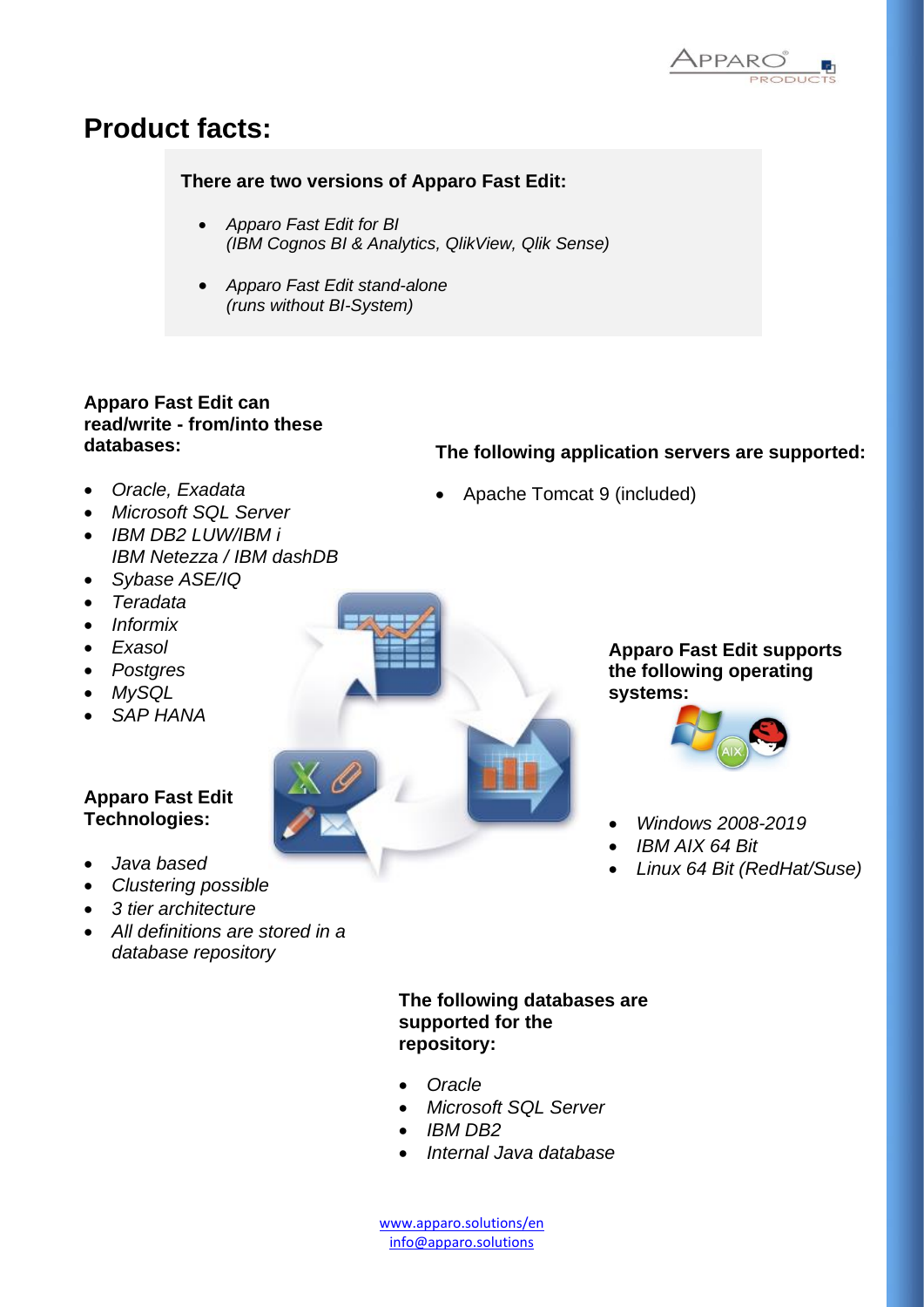# Product facts:

**There are two versions of Apparo Fast Edit:**

- *Apparo Fast Edit for BI*
  *(IBM Cognos BI & Analytics, QlikView, Qlik Sense)*
- *Apparo Fast Edit stand-alone*
  *(runs without BI-System)*

**Apparo Fast Edit can read/write - from/into these databases:**

- *Oracle, Exadata*
- *Microsoft SQL Server*
- *IBM DB2 LUW/IBM i*
  *IBM Netezza / IBM dashDB*
- *Sybase ASE/IQ*
- *Teradata*
- *Informix*
- *Exasol*
- *Postgres*
- *MySQL*
- *SAP HANA*

**The following application servers are supported:**

- Apache Tomcat 9 (included)

**Apparo Fast Edit supports the following operating systems:**

- *Windows 2008-2019*
- *IBM AIX 64 Bit*
- *Linux 64 Bit (RedHat/Suse)*

**Apparo Fast Edit Technologies:**

- *Java based*
- *Clustering possible*
- *3 tier architecture*
- *All definitions are stored in a database repository*

**The following databases are supported for the repository:**

- *Oracle*
- *Microsoft SQL Server*
- *IBM DB2*
- *Internal Java database*

www.apparo.solutions/en
info@apparo.solutions